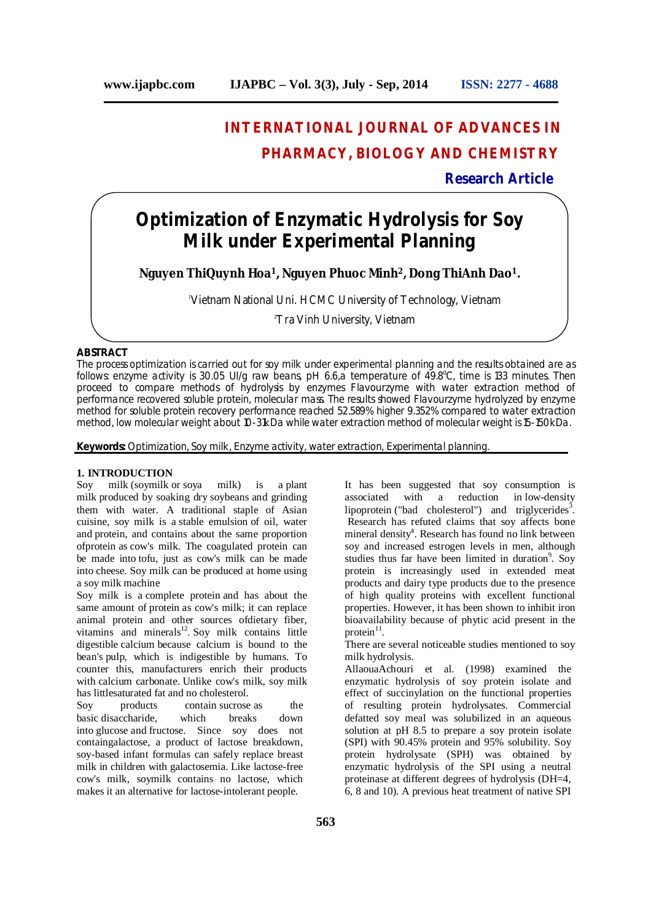# INTERNATIONAL JOURNAL OF ADVANCES IN PHARMACY, BIOLOGY AND CHEMISTRY

**Research Article**

# Optimization of Enzymatic Hydrolysis for Soy Milk under Experimental Planning

**Nguyen ThiQuynh Hoa[1], Nguyen Phuoc Minh[2], Dong ThiAnh Dao[1].**

[1]Vietnam National Uni. HCMC University of Technology, Vietnam

[2]Tra Vinh University, Vietnam

## ABSTRACT

The process optimization is carried out for soy milk under experimental planning and the results obtained are as follows: enzyme activity is 30.05 UI/g raw beans, pH 6.6,a temperature of 49.8°C, time is 133 minutes. Then proceed to compare methods of hydrolysis by enzymes Flavourzyme with water extraction method of performance recovered soluble protein, molecular mass. The results showed Flavourzyme hydrolyzed by enzyme method for soluble protein recovery performance reached 52.589% higher 9.352% compared to water extraction method, low molecular weight about 10-31kDa while water extraction method of molecular weight is 15-150kDa.

**Keywords:** Optimization, Soy milk, Enzyme activity, water extraction, Experimental planning.

## 1. INTRODUCTION

Soy milk (soymilk or soya milk) is a plant milk produced by soaking dry soybeans and grinding them with water. A traditional staple of Asian cuisine, soy milk is a stable emulsion of oil, water and protein, and contains about the same proportion ofprotein as cow's milk. The coagulated protein can be made into tofu, just as cow's milk can be made into cheese. Soy milk can be produced at home using a soy milk machine

Soy milk is a complete protein and has about the same amount of protein as cow's milk; it can replace animal protein and other sources ofdietary fiber, vitamins and minerals[12]. Soy milk contains little digestible calcium because calcium is bound to the bean's pulp, which is indigestible by humans. To counter this, manufacturers enrich their products with calcium carbonate. Unlike cow's milk, soy milk has littlesaturated fat and no cholesterol.

Soy products contain sucrose as the basic disaccharide, which breaks down into glucose and fructose. Since soy does not containgalactose, a product of lactose breakdown, soy-based infant formulas can safely replace breast milk in children with galactosemia. Like lactose-free cow's milk, soymilk contains no lactose, which makes it an alternative for lactose-intolerant people.

It has been suggested that soy consumption is associated with a reduction in low-density lipoprotein ("bad cholesterol") and triglycerides[3]. Research has refuted claims that soy affects bone mineral density[4]. Research has found no link between soy and increased estrogen levels in men, although studies thus far have been limited in duration[9]. Soy protein is increasingly used in extended meat products and dairy type products due to the presence of high quality proteins with excellent functional properties. However, it has been shown to inhibit iron bioavailability because of phytic acid present in the protein[11].

There are several noticeable studies mentioned to soy milk hydrolysis.

AllaouaAchouri et al. (1998) examined the enzymatic hydrolysis of soy protein isolate and effect of succinylation on the functional properties of resulting protein hydrolysates. Commercial defatted soy meal was solubilized in an aqueous solution at pH 8.5 to prepare a soy protein isolate (SPI) with 90.45% protein and 95% solubility. Soy protein hydrolysate (SPH) was obtained by enzymatic hydrolysis of the SPI using a neutral proteinase at different degrees of hydrolysis (DH=4, 6, 8 and 10). A previous heat treatment of native SPI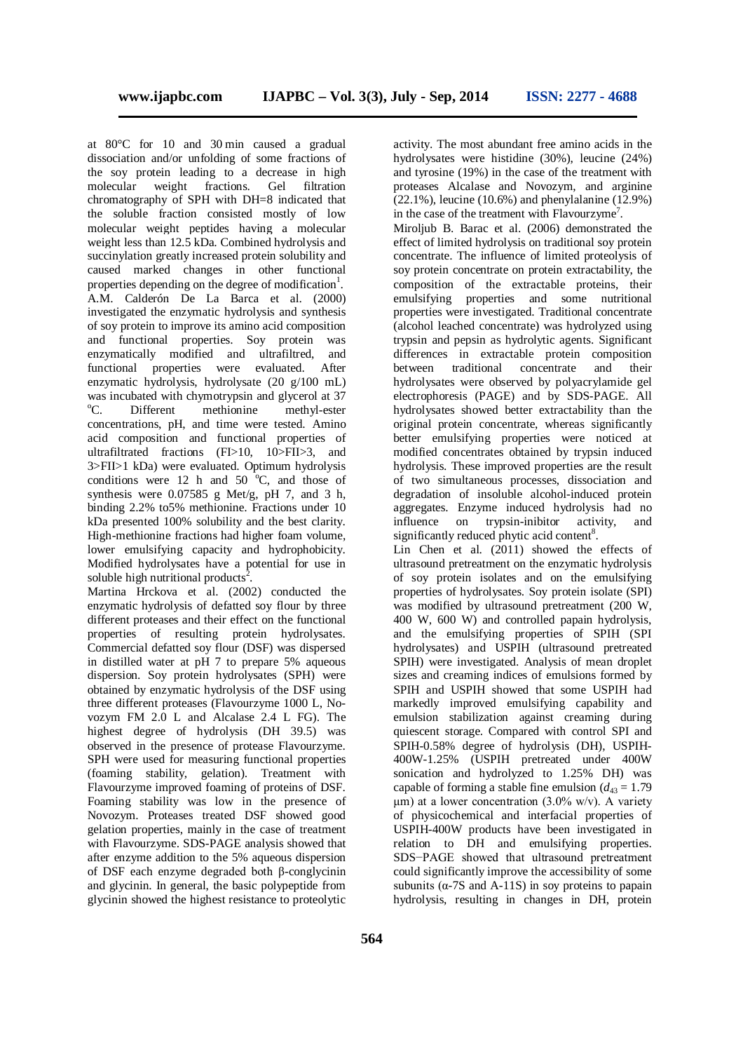at 80°C for 10 and 30 min caused a gradual dissociation and/or unfolding of some fractions of the soy protein leading to a decrease in high molecular weight fractions. Gel filtration chromatography of SPH with DH=8 indicated that the soluble fraction consisted mostly of low molecular weight peptides having a molecular weight less than 12.5 kDa. Combined hydrolysis and succinylation greatly increased protein solubility and caused marked changes in other functional properties depending on the degree of modification[1].

A.M. Calderón De La Barca et al. (2000) investigated the enzymatic hydrolysis and synthesis of soy protein to improve its amino acid composition and functional properties. Soy protein was enzymatically modified and ultrafiltred, and functional properties were evaluated. After enzymatic hydrolysis, hydrolysate (20 g/100 mL) was incubated with chymotrypsin and glycerol at 37 °C. Different methionine methyl-ester concentrations, pH, and time were tested. Amino acid composition and functional properties of ultrafiltrated fractions (FI>10, 10>FII>3, and 3>FII>1 kDa) were evaluated. Optimum hydrolysis conditions were 12 h and 50 °C, and those of synthesis were 0.07585 g Met/g, pH 7, and 3 h, binding 2.2% to5% methionine. Fractions under 10 kDa presented 100% solubility and the best clarity. High-methionine fractions had higher foam volume, lower emulsifying capacity and hydrophobicity. Modified hydrolysates have a potential for use in soluble high nutritional products[2].

Martina Hrckova et al. (2002) conducted the enzymatic hydrolysis of defatted soy flour by three different proteases and their effect on the functional properties of resulting protein hydrolysates. Commercial defatted soy flour (DSF) was dispersed in distilled water at pH 7 to prepare 5% aqueous dispersion. Soy protein hydrolysates (SPH) were obtained by enzymatic hydrolysis of the DSF using three different proteases (Flavourzyme 1000 L, No-vozym FM 2.0 L and Alcalase 2.4 L FG). The highest degree of hydrolysis (DH 39.5) was observed in the presence of protease Flavourzyme. SPH were used for measuring functional properties (foaming stability, gelation). Treatment with Flavourzyme improved foaming of proteins of DSF. Foaming stability was low in the presence of Novozym. Proteases treated DSF showed good gelation properties, mainly in the case of treatment with Flavourzyme. SDS-PAGE analysis showed that after enzyme addition to the 5% aqueous dispersion of DSF each enzyme degraded both β-conglycinin and glycinin. In general, the basic polypeptide from glycinin showed the highest resistance to proteolytic activity. The most abundant free amino acids in the hydrolysates were histidine (30%), leucine (24%) and tyrosine (19%) in the case of the treatment with proteases Alcalase and Novozym, and arginine (22.1%), leucine (10.6%) and phenylalanine (12.9%) in the case of the treatment with Flavourzyme[7].

Miroljub B. Barac et al. (2006) demonstrated the effect of limited hydrolysis on traditional soy protein concentrate. The influence of limited proteolysis of soy protein concentrate on protein extractability, the composition of the extractable proteins, their emulsifying properties and some nutritional properties were investigated. Traditional concentrate (alcohol leached concentrate) was hydrolyzed using trypsin and pepsin as hydrolytic agents. Significant differences in extractable protein composition between traditional concentrate and their hydrolysates were observed by polyacrylamide gel electrophoresis (PAGE) and by SDS-PAGE. All hydrolysates showed better extractability than the original protein concentrate, whereas significantly better emulsifying properties were noticed at modified concentrates obtained by trypsin induced hydrolysis. These improved properties are the result of two simultaneous processes, dissociation and degradation of insoluble alcohol-induced protein aggregates. Enzyme induced hydrolysis had no influence on trypsin-inibitor activity, and significantly reduced phytic acid content[8].

Lin Chen et al. (2011) showed the effects of ultrasound pretreatment on the enzymatic hydrolysis of soy protein isolates and on the emulsifying properties of hydrolysates. Soy protein isolate (SPI) was modified by ultrasound pretreatment (200 W, 400 W, 600 W) and controlled papain hydrolysis, and the emulsifying properties of SPIH (SPI hydrolysates) and USPIH (ultrasound pretreated SPIH) were investigated. Analysis of mean droplet sizes and creaming indices of emulsions formed by SPIH and USPIH showed that some USPIH had markedly improved emulsifying capability and emulsion stabilization against creaming during quiescent storage. Compared with control SPI and SPIH-0.58% degree of hydrolysis (DH), USPIH-400W-1.25% (USPIH pretreated under 400W sonication and hydrolyzed to 1.25% DH) was capable of forming a stable fine emulsion ($d_{43}$ = 1.79 μm) at a lower concentration (3.0% w/v). A variety of physicochemical and interfacial properties of USPIH-400W products have been investigated in relation to DH and emulsifying properties. SDS−PAGE showed that ultrasound pretreatment could significantly improve the accessibility of some subunits (α-7S and A-11S) in soy proteins to papain hydrolysis, resulting in changes in DH, protein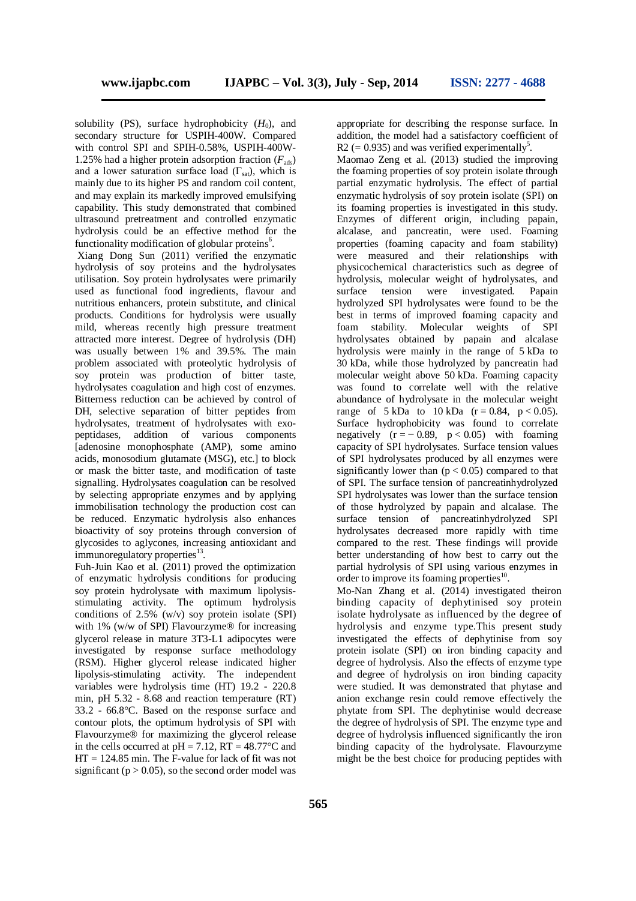solubility (PS), surface hydrophobicity ($H_0$), and secondary structure for USPIH-400W. Compared with control SPI and SPIH-0.58%, USPIH-400W-1.25% had a higher protein adsorption fraction ($F_{ads}$) and a lower saturation surface load ($\Gamma_{sat}$), which is mainly due to its higher PS and random coil content, and may explain its markedly improved emulsifying capability. This study demonstrated that combined ultrasound pretreatment and controlled enzymatic hydrolysis could be an effective method for the functionality modification of globular proteins[6].

Xiang Dong Sun (2011) verified the enzymatic hydrolysis of soy proteins and the hydrolysates utilisation. Soy protein hydrolysates were primarily used as functional food ingredients, flavour and nutritious enhancers, protein substitute, and clinical products. Conditions for hydrolysis were usually mild, whereas recently high pressure treatment attracted more interest. Degree of hydrolysis (DH) was usually between 1% and 39.5%. The main problem associated with proteolytic hydrolysis of soy protein was production of bitter taste, hydrolysates coagulation and high cost of enzymes. Bitterness reduction can be achieved by control of DH, selective separation of bitter peptides from hydrolysates, treatment of hydrolysates with exo-peptidases, addition of various components [adenosine monophosphate (AMP), some amino acids, monosodium glutamate (MSG), etc.] to block or mask the bitter taste, and modification of taste signalling. Hydrolysates coagulation can be resolved by selecting appropriate enzymes and by applying immobilisation technology the production cost can be reduced. Enzymatic hydrolysis also enhances bioactivity of soy proteins through conversion of glycosides to aglycones, increasing antioxidant and immunoregulatory properties[13].

Fuh-Juin Kao et al. (2011) proved the optimization of enzymatic hydrolysis conditions for producing soy protein hydrolysate with maximum lipolysis-stimulating activity. The optimum hydrolysis conditions of 2.5% (w/v) soy protein isolate (SPI) with 1% (w/w of SPI) Flavourzyme® for increasing glycerol release in mature 3T3-L1 adipocytes were investigated by response surface methodology (RSM). Higher glycerol release indicated higher lipolysis-stimulating activity. The independent variables were hydrolysis time (HT) 19.2 - 220.8 min, pH 5.32 - 8.68 and reaction temperature (RT) 33.2 - 66.8°C. Based on the response surface and contour plots, the optimum hydrolysis of SPI with Flavourzyme® for maximizing the glycerol release in the cells occurred at pH = 7.12, RT = 48.77°C and HT = 124.85 min. The F-value for lack of fit was not significant ($p > 0.05$), so the second order model was appropriate for describing the response surface. In addition, the model had a satisfactory coefficient of R2 (= 0.935) and was verified experimentally[5].

Maomao Zeng et al. (2013) studied the improving the foaming properties of soy protein isolate through partial enzymatic hydrolysis. The effect of partial enzymatic hydrolysis of soy protein isolate (SPI) on its foaming properties is investigated in this study. Enzymes of different origin, including papain, alcalase, and pancreatin, were used. Foaming properties (foaming capacity and foam stability) were measured and their relationships with physicochemical characteristics such as degree of hydrolysis, molecular weight of hydrolysates, and surface tension were investigated. Papain hydrolyzed SPI hydrolysates were found to be the best in terms of improved foaming capacity and foam stability. Molecular weights of SPI hydrolysates obtained by papain and alcalase hydrolysis were mainly in the range of 5 kDa to 30 kDa, while those hydrolyzed by pancreatin had molecular weight above 50 kDa. Foaming capacity was found to correlate well with the relative abundance of hydrolysate in the molecular weight range of 5 kDa to 10 kDa ($r = 0.84$, $p < 0.05$). Surface hydrophobicity was found to correlate negatively ($r = -0.89$, $p < 0.05$) with foaming capacity of SPI hydrolysates. Surface tension values of SPI hydrolysates produced by all enzymes were significantly lower than ($p < 0.05$) compared to that of SPI. The surface tension of pancreatinhydrolyzed SPI hydrolysates was lower than the surface tension of those hydrolyzed by papain and alcalase. The surface tension of pancreatinhydrolyzed SPI hydrolysates decreased more rapidly with time compared to the rest. These findings will provide better understanding of how best to carry out the partial hydrolysis of SPI using various enzymes in order to improve its foaming properties[10].

Mo-Nan Zhang et al. (2014) investigated theiron binding capacity of dephytinised soy protein isolate hydrolysate as influenced by the degree of hydrolysis and enzyme type.This present study investigated the effects of dephytinise from soy protein isolate (SPI) on iron binding capacity and degree of hydrolysis. Also the effects of enzyme type and degree of hydrolysis on iron binding capacity were studied. It was demonstrated that phytase and anion exchange resin could remove effectively the phytate from SPI. The dephytinise would decrease the degree of hydrolysis of SPI. The enzyme type and degree of hydrolysis influenced significantly the iron binding capacity of the hydrolysate. Flavourzyme might be the best choice for producing peptides with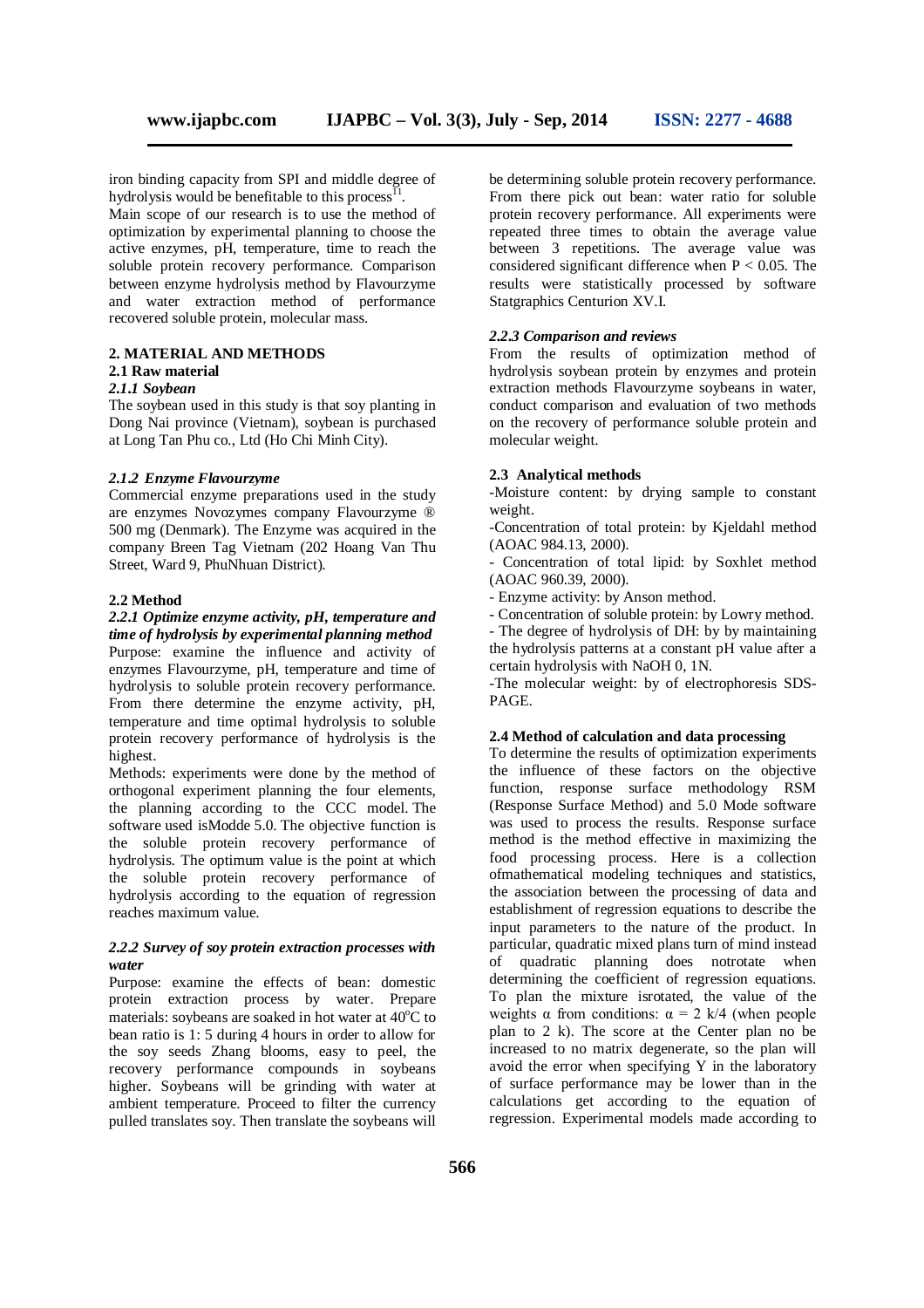iron binding capacity from SPI and middle degree of hydrolysis would be benefitable to this process[11].

Main scope of our research is to use the method of optimization by experimental planning to choose the active enzymes, pH, temperature, time to reach the soluble protein recovery performance. Comparison between enzyme hydrolysis method by Flavourzyme and water extraction method of performance recovered soluble protein, molecular mass.

## 2. MATERIAL AND METHODS

### 2.1 Raw material

#### *2.1.1 Soybean*

The soybean used in this study is that soy planting in Dong Nai province (Vietnam), soybean is purchased at Long Tan Phu co., Ltd (Ho Chi Minh City).

#### *2.1.2 Enzyme Flavourzyme*

Commercial enzyme preparations used in the study are enzymes Novozymes company Flavourzyme ® 500 mg (Denmark). The Enzyme was acquired in the company Breen Tag Vietnam (202 Hoang Van Thu Street, Ward 9, PhuNhuan District).

### 2.2 Method

#### *2.2.1 Optimize enzyme activity, pH, temperature and time of hydrolysis by experimental planning method*

Purpose: examine the influence and activity of enzymes Flavourzyme, pH, temperature and time of hydrolysis to soluble protein recovery performance. From there determine the enzyme activity, pH, temperature and time optimal hydrolysis to soluble protein recovery performance of hydrolysis is the highest.

Methods: experiments were done by the method of orthogonal experiment planning the four elements, the planning according to the CCC model. The software used isModde 5.0. The objective function is the soluble protein recovery performance of hydrolysis. The optimum value is the point at which the soluble protein recovery performance of hydrolysis according to the equation of regression reaches maximum value.

#### *2.2.2 Survey of soy protein extraction processes with water*

Purpose: examine the effects of bean: domestic protein extraction process by water. Prepare materials: soybeans are soaked in hot water at 40$^o$C to bean ratio is 1: 5 during 4 hours in order to allow for the soy seeds Zhang blooms, easy to peel, the recovery performance compounds in soybeans higher. Soybeans will be grinding with water at ambient temperature. Proceed to filter the currency pulled translates soy. Then translate the soybeans will be determining soluble protein recovery performance. From there pick out bean: water ratio for soluble protein recovery performance. All experiments were repeated three times to obtain the average value between 3 repetitions. The average value was considered significant difference when $P < 0.05$. The results were statistically processed by software Statgraphics Centurion XV.I.

#### *2.2.3 Comparison and reviews*

From the results of optimization method of hydrolysis soybean protein by enzymes and protein extraction methods Flavourzyme soybeans in water, conduct comparison and evaluation of two methods on the recovery of performance soluble protein and molecular weight.

### 2.3 Analytical methods

-Moisture content: by drying sample to constant weight.

-Concentration of total protein: by Kjeldahl method (AOAC 984.13, 2000).

- Concentration of total lipid: by Soxhlet method (AOAC 960.39, 2000).
- Enzyme activity: by Anson method.
- Concentration of soluble protein: by Lowry method.
- The degree of hydrolysis of DH: by by maintaining the hydrolysis patterns at a constant pH value after a certain hydrolysis with NaOH 0, 1N.

-The molecular weight: by of electrophoresis SDS-PAGE.

### 2.4 Method of calculation and data processing

To determine the results of optimization experiments the influence of these factors on the objective function, response surface methodology RSM (Response Surface Method) and 5.0 Mode software was used to process the results. Response surface method is the method effective in maximizing the food processing process. Here is a collection ofmathematical modeling techniques and statistics, the association between the processing of data and establishment of regression equations to describe the input parameters to the nature of the product. In particular, quadratic mixed plans turn of mind instead of quadratic planning does notrotate when determining the coefficient of regression equations. To plan the mixture isrotated, the value of the weights α from conditions: $\alpha = 2\ k/4$ (when people plan to 2 k). The score at the Center plan no be increased to no matrix degenerate, so the plan will avoid the error when specifying Y in the laboratory of surface performance may be lower than in the calculations get according to the equation of regression. Experimental models made according to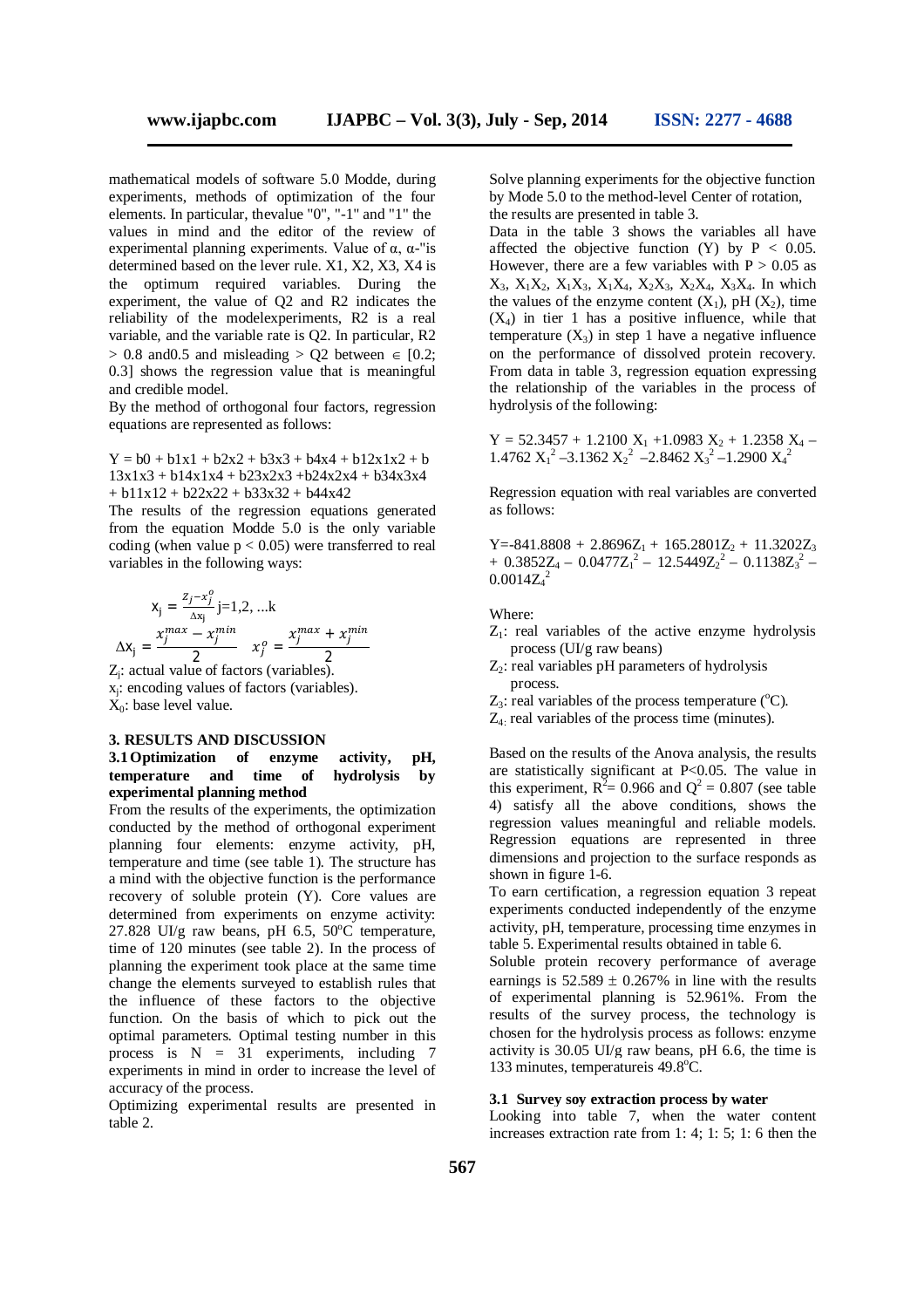mathematical models of software 5.0 Modde, during experiments, methods of optimization of the four elements. In particular, thevalue "0", "-1" and "1" the values in mind and the editor of the review of experimental planning experiments. Value of α, α-"is determined based on the lever rule. X1, X2, X3, X4 is the optimum required variables. During the experiment, the value of Q2 and R2 indicates the reliability of the modelexperiments, R2 is a real variable, and the variable rate is Q2. In particular, R2 > 0.8 and0.5 and misleading > Q2 between ∈ [0.2; 0.3] shows the regression value that is meaningful and credible model.

By the method of orthogonal four factors, regression equations are represented as follows:

Y = b0 + b1x1 + b2x2 + b3x3 + b4x4 + b12x1x2 + b 13x1x3 + b14x1x4 + b23x2x3 +b24x2x4 + b34x3x4 + b11x12 + b22x22 + b33x32 + b44x42

The results of the regression equations generated from the equation Modde 5.0 is the only variable coding (when value $p < 0.05$) were transferred to real variables in the following ways:

$$x_j = \frac{z_j - x_j^o}{\Delta x_j} \quad j=1,2, ...k$$

$$\Delta x_j = \frac{x_j^{max} - x_j^{min}}{2} \quad x_j^o = \frac{x_j^{max} + x_j^{min}}{2}$$

$Z_j$: actual value of factors (variables).
$x_j$: encoding values of factors (variables).
$X_0$: base level value.

## 3. RESULTS AND DISCUSSION

### 3.1 Optimization of enzyme activity, pH, temperature and time of hydrolysis by experimental planning method

From the results of the experiments, the optimization conducted by the method of orthogonal experiment planning four elements: enzyme activity, pH, temperature and time (see table 1). The structure has a mind with the objective function is the performance recovery of soluble protein (Y). Core values are determined from experiments on enzyme activity: 27.828 UI/g raw beans, pH 6.5, 50°C temperature, time of 120 minutes (see table 2). In the process of planning the experiment took place at the same time change the elements surveyed to establish rules that the influence of these factors to the objective function. On the basis of which to pick out the optimal parameters. Optimal testing number in this process is N = 31 experiments, including 7 experiments in mind in order to increase the level of accuracy of the process.

Optimizing experimental results are presented in table 2.

Solve planning experiments for the objective function by Mode 5.0 to the method-level Center of rotation, the results are presented in table 3.

Data in the table 3 shows the variables all have affected the objective function (Y) by $P < 0.05$. However, there are a few variables with $P > 0.05$ as $X_3$, $X_1X_2$, $X_1X_3$, $X_1X_4$, $X_2X_3$, $X_2X_4$, $X_3X_4$. In which the values of the enzyme content ($X_1$), pH ($X_2$), time ($X_4$) in tier 1 has a positive influence, while that temperature ($X_3$) in step 1 have a negative influence on the performance of dissolved protein recovery. From data in table 3, regression equation expressing the relationship of the variables in the process of hydrolysis of the following:

$$Y = 52.3457 + 1.2100\ X_1 + 1.0983\ X_2 + 1.2358\ X_4 - 1.4762\ X_1^2 - 3.1362\ X_2^2 - 2.8462\ X_3^2 - 1.2900\ X_4^2$$

Regression equation with real variables are converted as follows:

$$Y = -841.8808 + 2.8696Z_1 + 165.2801Z_2 + 11.3202Z_3 + 0.3852Z_4 - 0.0477Z_1^2 - 12.5449Z_2^2 - 0.1138Z_3^2 - 0.0014Z_4^2$$

Where:

- $Z_1$: real variables of the active enzyme hydrolysis process (UI/g raw beans)
- $Z_2$: real variables pH parameters of hydrolysis process.
- $Z_3$: real variables of the process temperature (°C).
- $Z_4$: real variables of the process time (minutes).

Based on the results of the Anova analysis, the results are statistically significant at $P<0.05$. The value in this experiment, $R^2 = 0.966$ and $Q^2 = 0.807$ (see table 4) satisfy all the above conditions, shows the regression values meaningful and reliable models. Regression equations are represented in three dimensions and projection to the surface responds as shown in figure 1-6.

To earn certification, a regression equation 3 repeat experiments conducted independently of the enzyme activity, pH, temperature, processing time enzymes in table 5. Experimental results obtained in table 6.

Soluble protein recovery performance of average earnings is 52.589 ± 0.267% in line with the results of experimental planning is 52.961%. From the results of the survey process, the technology is chosen for the hydrolysis process as follows: enzyme activity is 30.05 UI/g raw beans, pH 6.6, the time is 133 minutes, temperatureis 49.8°C.

### 3.1 Survey soy extraction process by water

Looking into table 7, when the water content increases extraction rate from 1: 4; 1: 5; 1: 6 then the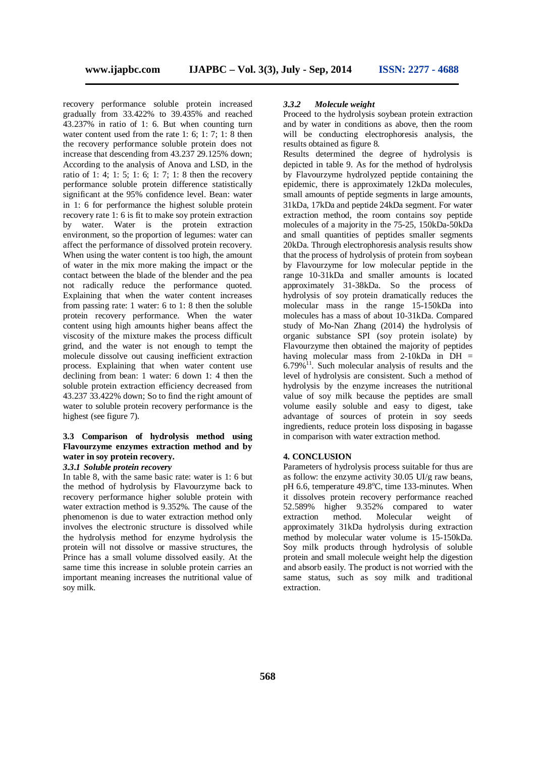recovery performance soluble protein increased gradually from 33.422% to 39.435% and reached 43.237% in ratio of 1: 6. But when counting turn water content used from the rate 1: 6; 1: 7; 1: 8 then the recovery performance soluble protein does not increase that descending from 43.237 29.125% down; According to the analysis of Anova and LSD, in the ratio of 1: 4; 1: 5; 1: 6; 1: 7; 1: 8 then the recovery performance soluble protein difference statistically significant at the 95% confidence level. Bean: water in 1: 6 for performance the highest soluble protein recovery rate 1: 6 is fit to make soy protein extraction by water. Water is the protein extraction environment, so the proportion of legumes: water can affect the performance of dissolved protein recovery. When using the water content is too high, the amount of water in the mix more making the impact or the contact between the blade of the blender and the pea not radically reduce the performance quoted. Explaining that when the water content increases from passing rate: 1 water: 6 to 1: 8 then the soluble protein recovery performance. When the water content using high amounts higher beans affect the viscosity of the mixture makes the process difficult grind, and the water is not enough to tempt the molecule dissolve out causing inefficient extraction process. Explaining that when water content use declining from bean: 1 water: 6 down 1: 4 then the soluble protein extraction efficiency decreased from 43.237 33.422% down; So to find the right amount of water to soluble protein recovery performance is the highest (see figure 7).

### 3.3 Comparison of hydrolysis method using Flavourzyme enzymes extraction method and by water in soy protein recovery.

#### *3.3.1 Soluble protein recovery*

In table 8, with the same basic rate: water is 1: 6 but the method of hydrolysis by Flavourzyme back to recovery performance higher soluble protein with water extraction method is 9.352%. The cause of the phenomenon is due to water extraction method only involves the electronic structure is dissolved while the hydrolysis method for enzyme hydrolysis the protein will not dissolve or massive structures, the Prince has a small volume dissolved easily. At the same time this increase in soluble protein carries an important meaning increases the nutritional value of soy milk.

#### *3.3.2 Molecule weight*

Proceed to the hydrolysis soybean protein extraction and by water in conditions as above, then the room will be conducting electrophoresis analysis, the results obtained as figure 8.

Results determined the degree of hydrolysis is depicted in table 9. As for the method of hydrolysis by Flavourzyme hydrolyzed peptide containing the epidemic, there is approximately 12kDa molecules, small amounts of peptide segments in large amounts, 31kDa, 17kDa and peptide 24kDa segment. For water extraction method, the room contains soy peptide molecules of a majority in the 75-25, 150kDa-50kDa and small quantities of peptides smaller segments 20kDa. Through electrophoresis analysis results show that the process of hydrolysis of protein from soybean by Flavourzyme for low molecular peptide in the range 10-31kDa and smaller amounts is located approximately 31-38kDa. So the process of hydrolysis of soy protein dramatically reduces the molecular mass in the range 15-150kDa into molecules has a mass of about 10-31kDa. Compared study of Mo-Nan Zhang (2014) the hydrolysis of organic substance SPI (soy protein isolate) by Flavourzyme then obtained the majority of peptides having molecular mass from 2-10kDa in DH = 6.79%[11]. Such molecular analysis of results and the level of hydrolysis are consistent. Such a method of hydrolysis by the enzyme increases the nutritional value of soy milk because the peptides are small volume easily soluble and easy to digest, take advantage of sources of protein in soy seeds ingredients, reduce protein loss disposing in bagasse in comparison with water extraction method.

## 4. CONCLUSION

Parameters of hydrolysis process suitable for thus are as follow: the enzyme activity 30.05 UI/g raw beans, pH 6.6, temperature 49.8°C, time 133-minutes. When it dissolves protein recovery performance reached 52.589% higher 9.352% compared to water extraction method. Molecular weight of approximately 31kDa hydrolysis during extraction method by molecular water volume is 15-150kDa. Soy milk products through hydrolysis of soluble protein and small molecule weight help the digestion and absorb easily. The product is not worried with the same status, such as soy milk and traditional extraction.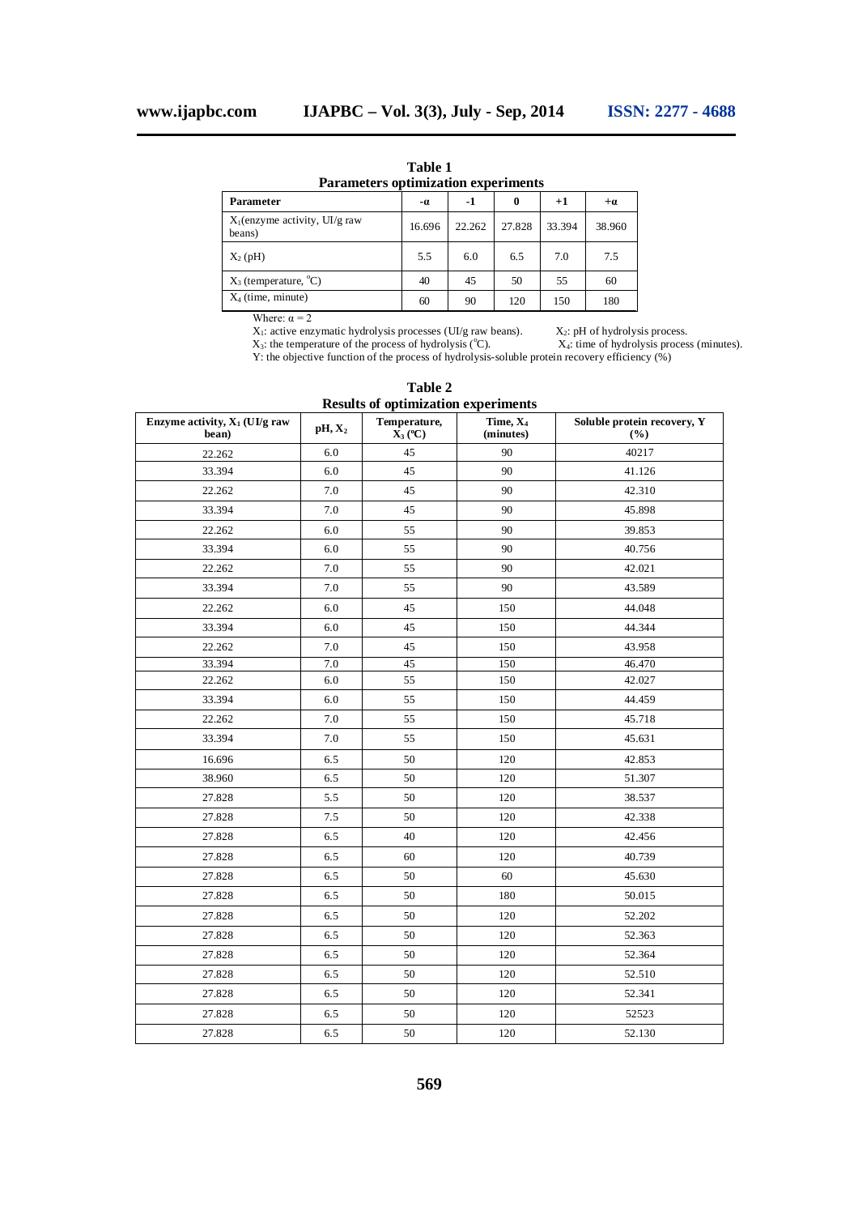**Table 1**
**Parameters optimization experiments**

| Parameter | -α | -1 | 0 | +1 | +α |
|---|---|---|---|---|---|
| $X_1$(enzyme activity, UI/g raw beans) | 16.696 | 22.262 | 27.828 | 33.394 | 38.960 |
| $X_2$ (pH) | 5.5 | 6.0 | 6.5 | 7.0 | 7.5 |
| $X_3$ (temperature, $^oC$) | 40 | 45 | 50 | 55 | 60 |
| $X_4$ (time, minute) | 60 | 90 | 120 | 150 | 180 |

Where: $\alpha = 2$

$X_1$: active enzymatic hydrolysis processes (UI/g raw beans). $X_2$: pH of hydrolysis process.
$X_3$: the temperature of the process of hydrolysis ($^oC$). $X_4$: time of hydrolysis process (minutes).
Y: the objective function of the process of hydrolysis-soluble protein recovery efficiency (%)

**Table 2**
**Results of optimization experiments**

| Enzyme activity, $X_1$ (UI/g raw bean) | pH, $X_2$ | Temperature, $X_3$ (°C) | Time, $X_4$ (minutes) | Soluble protein recovery, Y (%) |
|---|---|---|---|---|
| 22.262 | 6.0 | 45 | 90 | 40217 |
| 33.394 | 6.0 | 45 | 90 | 41.126 |
| 22.262 | 7.0 | 45 | 90 | 42.310 |
| 33.394 | 7.0 | 45 | 90 | 45.898 |
| 22.262 | 6.0 | 55 | 90 | 39.853 |
| 33.394 | 6.0 | 55 | 90 | 40.756 |
| 22.262 | 7.0 | 55 | 90 | 42.021 |
| 33.394 | 7.0 | 55 | 90 | 43.589 |
| 22.262 | 6.0 | 45 | 150 | 44.048 |
| 33.394 | 6.0 | 45 | 150 | 44.344 |
| 22.262 | 7.0 | 45 | 150 | 43.958 |
| 33.394 | 7.0 | 45 | 150 | 46.470 |
| 22.262 | 6.0 | 55 | 150 | 42.027 |
| 33.394 | 6.0 | 55 | 150 | 44.459 |
| 22.262 | 7.0 | 55 | 150 | 45.718 |
| 33.394 | 7.0 | 55 | 150 | 45.631 |
| 16.696 | 6.5 | 50 | 120 | 42.853 |
| 38.960 | 6.5 | 50 | 120 | 51.307 |
| 27.828 | 5.5 | 50 | 120 | 38.537 |
| 27.828 | 7.5 | 50 | 120 | 42.338 |
| 27.828 | 6.5 | 40 | 120 | 42.456 |
| 27.828 | 6.5 | 60 | 120 | 40.739 |
| 27.828 | 6.5 | 50 | 60 | 45.630 |
| 27.828 | 6.5 | 50 | 180 | 50.015 |
| 27.828 | 6.5 | 50 | 120 | 52.202 |
| 27.828 | 6.5 | 50 | 120 | 52.363 |
| 27.828 | 6.5 | 50 | 120 | 52.364 |
| 27.828 | 6.5 | 50 | 120 | 52.510 |
| 27.828 | 6.5 | 50 | 120 | 52.341 |
| 27.828 | 6.5 | 50 | 120 | 52523 |
| 27.828 | 6.5 | 50 | 120 | 52.130 |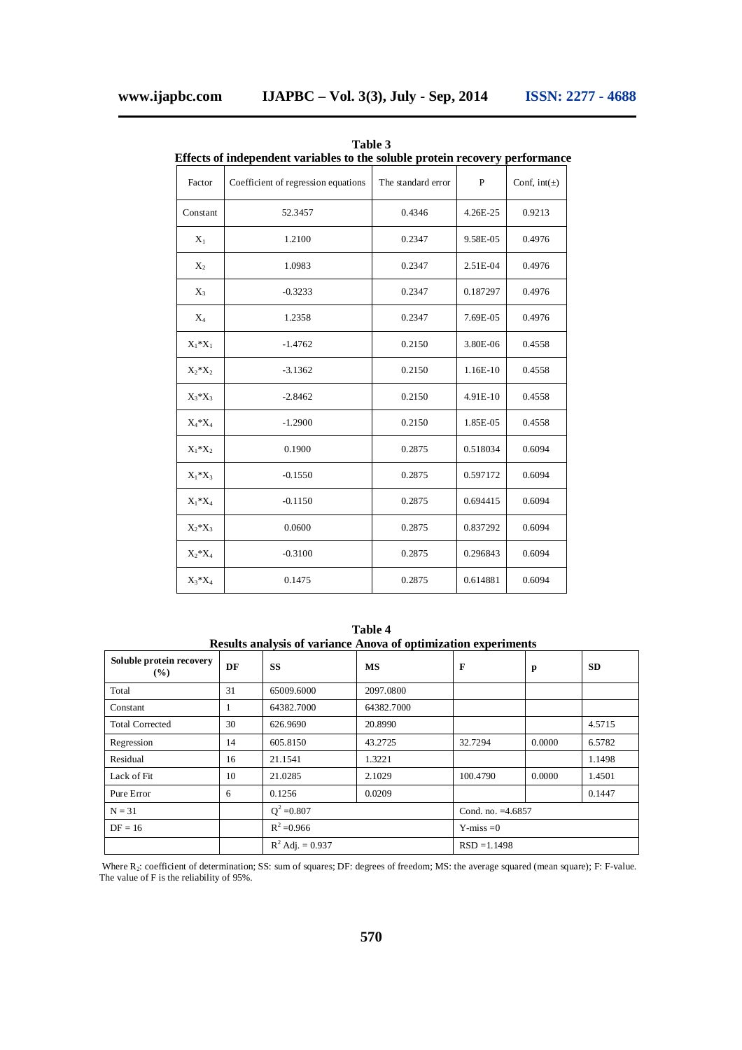**Table 3**
**Effects of independent variables to the soluble protein recovery performance**

| Factor | Coefficient of regression equations | The standard error | P | Conf, int(±) |
|---|---|---|---|---|
| Constant | 52.3457 | 0.4346 | 4.26E-25 | 0.9213 |
| $X_1$ | 1.2100 | 0.2347 | 9.58E-05 | 0.4976 |
| $X_2$ | 1.0983 | 0.2347 | 2.51E-04 | 0.4976 |
| $X_3$ | -0.3233 | 0.2347 | 0.187297 | 0.4976 |
| $X_4$ | 1.2358 | 0.2347 | 7.69E-05 | 0.4976 |
| $X_1$*$X_1$ | -1.4762 | 0.2150 | 3.80E-06 | 0.4558 |
| $X_2$*$X_2$ | -3.1362 | 0.2150 | 1.16E-10 | 0.4558 |
| $X_3$*$X_3$ | -2.8462 | 0.2150 | 4.91E-10 | 0.4558 |
| $X_4$*$X_4$ | -1.2900 | 0.2150 | 1.85E-05 | 0.4558 |
| $X_1$*$X_2$ | 0.1900 | 0.2875 | 0.518034 | 0.6094 |
| $X_1$*$X_3$ | -0.1550 | 0.2875 | 0.597172 | 0.6094 |
| $X_1$*$X_4$ | -0.1150 | 0.2875 | 0.694415 | 0.6094 |
| $X_2$*$X_3$ | 0.0600 | 0.2875 | 0.837292 | 0.6094 |
| $X_2$*$X_4$ | -0.3100 | 0.2875 | 0.296843 | 0.6094 |
| $X_3$*$X_4$ | 0.1475 | 0.2875 | 0.614881 | 0.6094 |

**Table 4**
**Results analysis of variance Anova of optimization experiments**

| Soluble protein recovery (%) | DF | SS | MS | F | p | SD |
|---|---|---|---|---|---|---|
| Total | 31 | 65009.6000 | 2097.0800 | | | |
| Constant | 1 | 64382.7000 | 64382.7000 | | | |
| Total Corrected | 30 | 626.9690 | 20.8990 | | | 4.5715 |
| Regression | 14 | 605.8150 | 43.2725 | 32.7294 | 0.0000 | 6.5782 |
| Residual | 16 | 21.1541 | 1.3221 | | | 1.1498 |
| Lack of Fit | 10 | 21.0285 | 2.1029 | 100.4790 | 0.0000 | 1.4501 |
| Pure Error | 6 | 0.1256 | 0.0209 | | | 0.1447 |
| N = 31 | | $Q^2$ =0.807 | | Cond. no. =4.6857 | | |
| DF = 16 | | $R^2$ =0.966 | | Y-miss =0 | | |
| | | $R^2$ Adj. = 0.937 | | RSD =1.1498 | | |

Where $R_2$: coefficient of determination; SS: sum of squares; DF: degrees of freedom; MS: the average squared (mean square); F: F-value. The value of F is the reliability of 95%.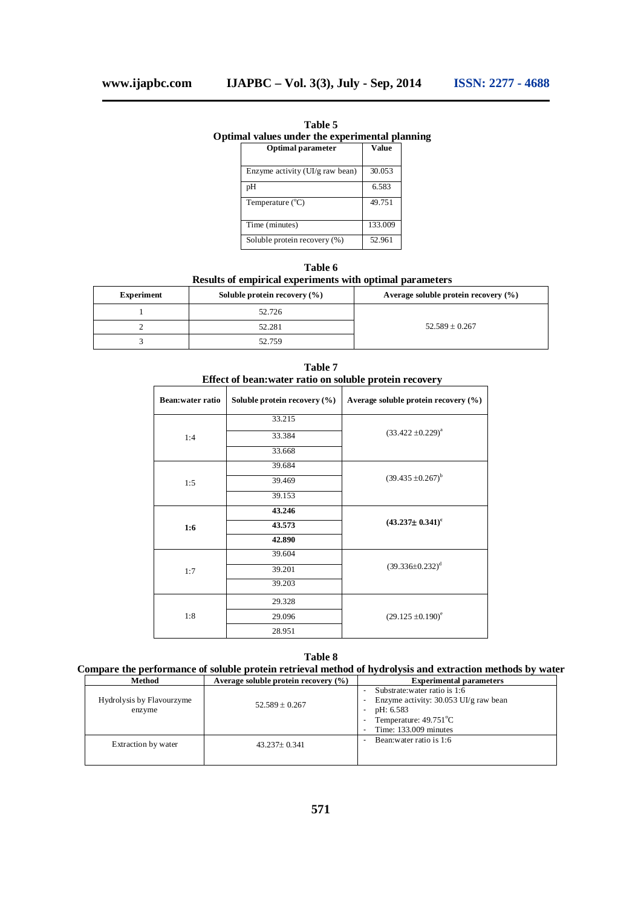**Table 5**
**Optimal values under the experimental planning**

| Optimal parameter | Value |
|---|---|
| Enzyme activity (UI/g raw bean) | 30.053 |
| pH | 6.583 |
| Temperature (°C) | 49.751 |
| Time (minutes) | 133.009 |
| Soluble protein recovery (%) | 52.961 |

**Table 6**
**Results of empirical experiments with optimal parameters**

| Experiment | Soluble protein recovery (%) | Average soluble protein recovery (%) |
|---|---|---|
| 1 | 52.726 | $52.589 \pm 0.267$ |
| 2 | 52.281 | |
| 3 | 52.759 | |

**Table 7**
**Effect of bean:water ratio on soluble protein recovery**

| Bean:water ratio | Soluble protein recovery (%) | Average soluble protein recovery (%) |
|---|---|---|
| 1:4 | 33.215 | $(33.422 \pm 0.229)^a$ |
| | 33.384 | |
| | 33.668 | |
| 1:5 | 39.684 | $(39.435 \pm 0.267)^b$ |
| | 39.469 | |
| | 39.153 | |
| **1:6** | **43.246** | $\mathbf{(43.237 \pm 0.341)^c}$ |
| | **43.573** | |
| | **42.890** | |
| 1:7 | 39.604 | $(39.336 \pm 0.232)^d$ |
| | 39.201 | |
| | 39.203 | |
| 1:8 | 29.328 | $(29.125 \pm 0.190)^e$ |
| | 29.096 | |
| | 28.951 | |

**Table 8**
**Compare the performance of soluble protein retrieval method of hydrolysis and extraction methods by water**

| Method | Average soluble protein recovery (%) | Experimental parameters |
|---|---|---|
| Hydrolysis by Flavourzyme enzyme | $52.589 \pm 0.267$ | - Substrate:water ratio is 1:6<br>- Enzyme activity: 30.053 UI/g raw bean<br>- pH: 6.583<br>- Temperature: 49.751°C<br>- Time: 133.009 minutes |
| Extraction by water | $43.237 \pm 0.341$ | - Bean:water ratio is 1:6 |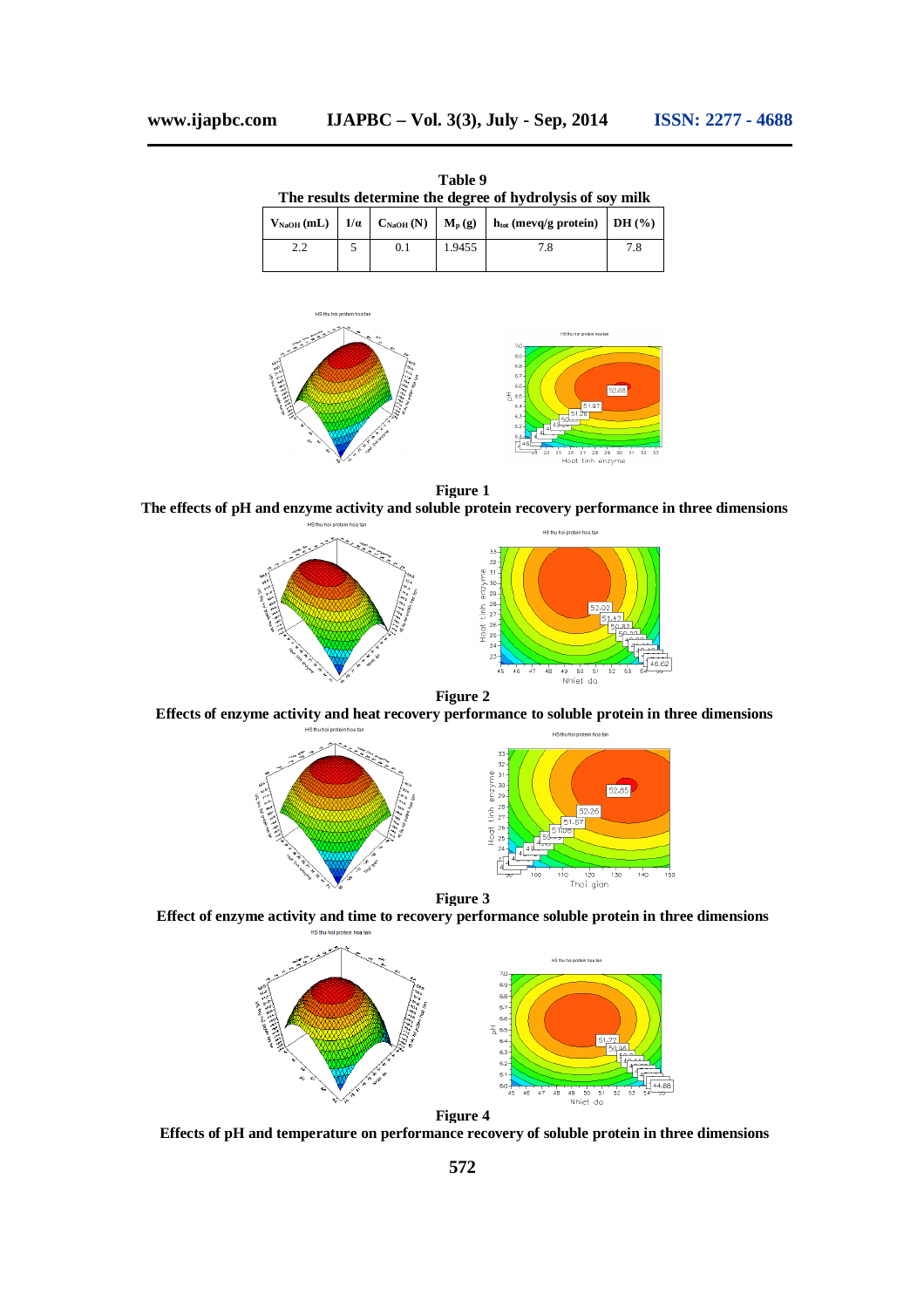**Table 9**
**The results determine the degree of hydrolysis of soy milk**

| $V_{NaOH}$ (mL) | $1/\alpha$ | $C_{NaOH}$ (N) | $M_p$ (g) | $h_{tot}$ (mevq/g protein) | DH (%) |
|---|---|---|---|---|---|
| 2.2 | 5 | 0.1 | 1.9455 | 7.8 | 7.8 |

**Figure 1**
**The effects of pH and enzyme activity and soluble protein recovery performance in three dimensions**

**Figure 2**
**Effects of enzyme activity and heat recovery performance to soluble protein in three dimensions**

**Figure 3**
**Effect of enzyme activity and time to recovery performance soluble protein in three dimensions**

**Figure 4**
**Effects of pH and temperature on performance recovery of soluble protein in three dimensions**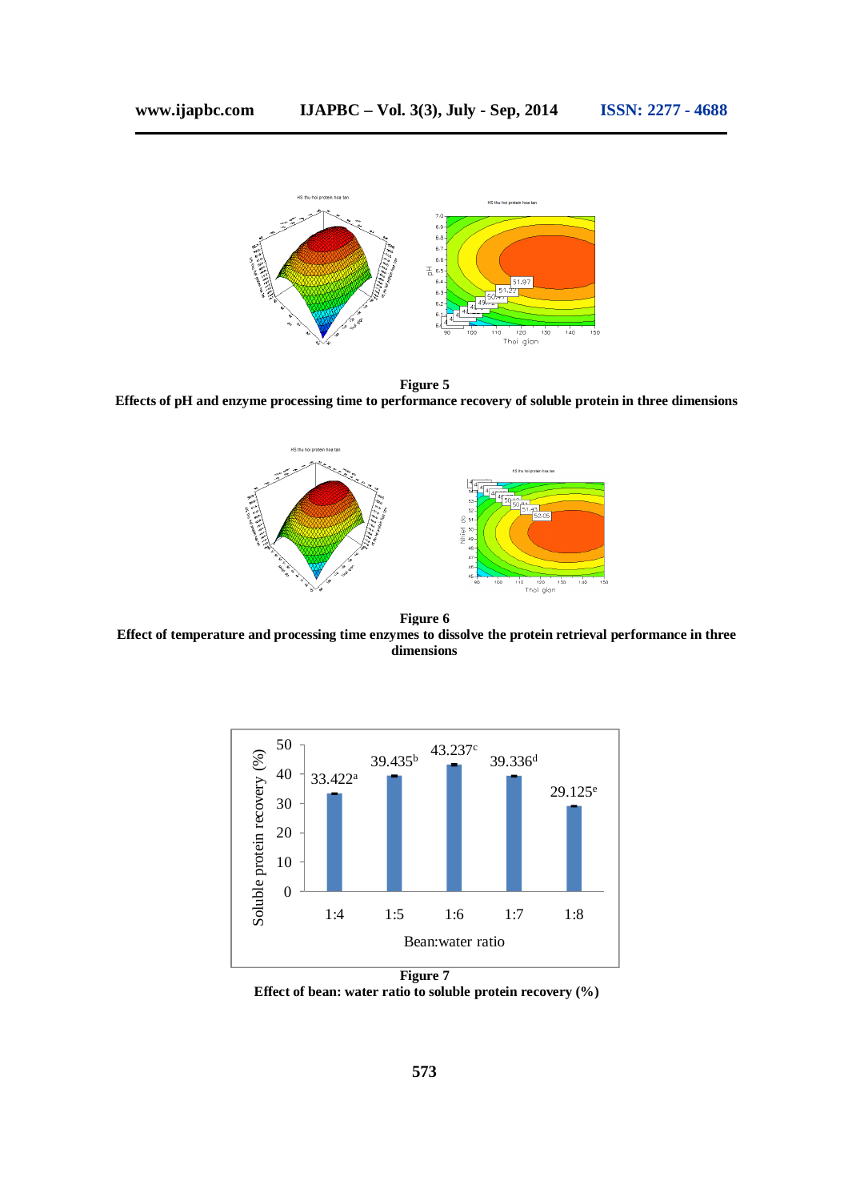**Figure 5**
**Effects of pH and enzyme processing time to performance recovery of soluble protein in three dimensions**

**Figure 6**
**Effect of temperature and processing time enzymes to dissolve the protein retrieval performance in three dimensions**

| Bean:water ratio | Soluble protein recovery (%) |
|---|---|
| 1:4 | 33.422[a] |
| 1:5 | 39.435[b] |
| 1:6 | 43.237[c] |
| 1:7 | 39.336[d] |
| 1:8 | 29.125[e] |

**Figure 7**
**Effect of bean: water ratio to soluble protein recovery (%)**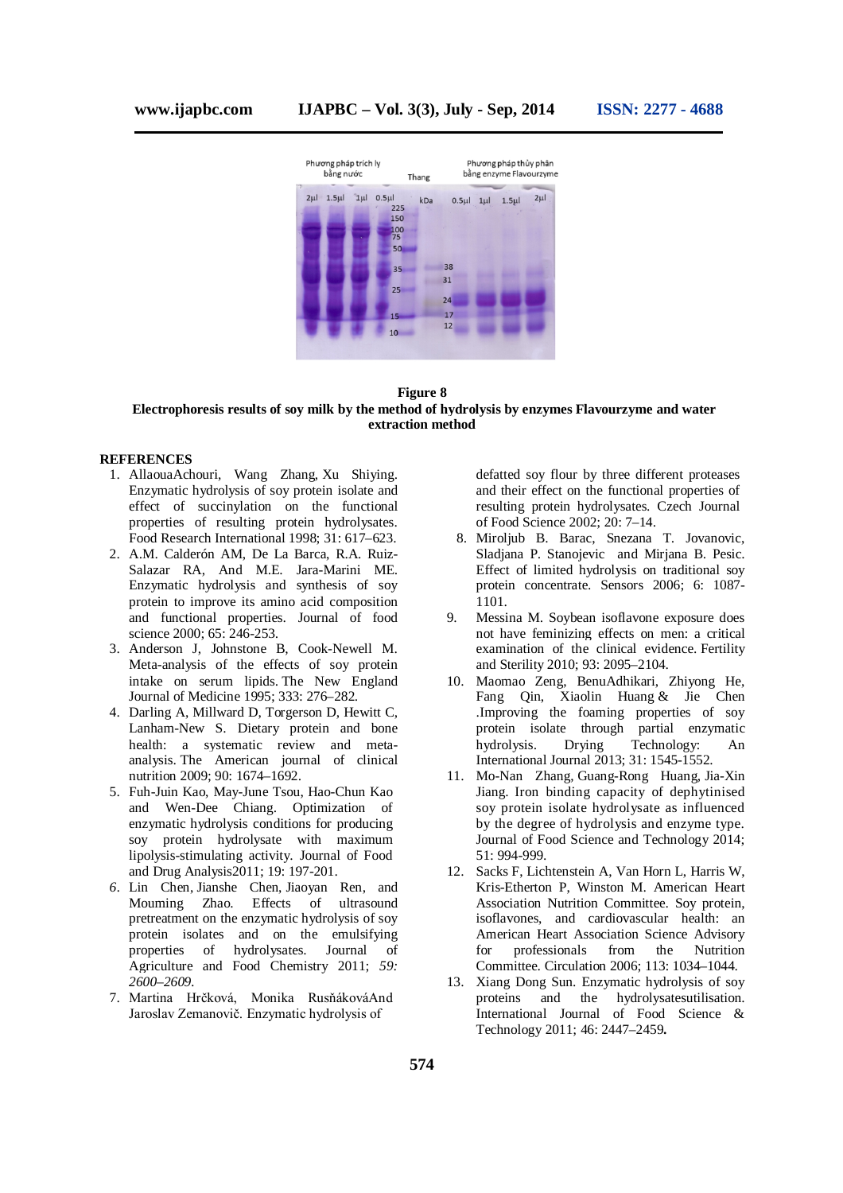Phương pháp trích ly bằng nước

Thang

Phương pháp thủy phân bằng enzyme Flavourzyme

2μl 1.5μl 1μl 0.5μl

kDa

225
150
100
75
50
35
25
15
10

0.5μl 1μl 1.5μl 2μl

38
31
24
17
12

**Figure 8**
**Electrophoresis results of soy milk by the method of hydrolysis by enzymes Flavourzyme and water extraction method**

## REFERENCES

1. AllaouaAchouri, Wang Zhang, Xu Shiying. Enzymatic hydrolysis of soy protein isolate and effect of succinylation on the functional properties of resulting protein hydrolysates. Food Research International 1998; 31: 617–623.
2. A.M. Calderón AM, De La Barca, R.A. Ruiz-Salazar RA, And M.E. Jara-Marini ME. Enzymatic hydrolysis and synthesis of soy protein to improve its amino acid composition and functional properties. Journal of food science 2000; 65: 246-253.
3. Anderson J, Johnstone B, Cook-Newell M. Meta-analysis of the effects of soy protein intake on serum lipids. The New England Journal of Medicine 1995; 333: 276–282.
4. Darling A, Millward D, Torgerson D, Hewitt C, Lanham-New S. Dietary protein and bone health: a systematic review and meta-analysis. The American journal of clinical nutrition 2009; 90: 1674–1692.
5. Fuh-Juin Kao, May-June Tsou, Hao-Chun Kao and Wen-Dee Chiang. Optimization of enzymatic hydrolysis conditions for producing soy protein hydrolysate with maximum lipolysis-stimulating activity. Journal of Food and Drug Analysis2011; 19: 197-201.
6. Lin Chen, Jianshe Chen, Jiaoyan Ren, and Mouming Zhao. Effects of ultrasound pretreatment on the enzymatic hydrolysis of soy protein isolates and on the emulsifying properties of hydrolysates. Journal of Agriculture and Food Chemistry 2011; *59: 2600–2609.*
7. Martina Hrčková, Monika RusňákováAnd Jaroslav Zemanovič. Enzymatic hydrolysis of defatted soy flour by three different proteases and their effect on the functional properties of resulting protein hydrolysates. Czech Journal of Food Science 2002; 20: 7–14.
8. Miroljub B. Barac, Snezana T. Jovanovic, Sladjana P. Stanojevic and Mirjana B. Pesic. Effect of limited hydrolysis on traditional soy protein concentrate. Sensors 2006; 6: 1087-1101.
9. Messina M. Soybean isoflavone exposure does not have feminizing effects on men: a critical examination of the clinical evidence. Fertility and Sterility 2010; 93: 2095–2104.
10. Maomao Zeng, BenuAdhikari, Zhiyong He, Fang Qin, Xiaolin Huang & Jie Chen .Improving the foaming properties of soy protein isolate through partial enzymatic hydrolysis. Drying Technology: An International Journal 2013; 31: 1545-1552.
11. Mo-Nan Zhang, Guang-Rong Huang, Jia-Xin Jiang. Iron binding capacity of dephytinised soy protein isolate hydrolysate as influenced by the degree of hydrolysis and enzyme type. Journal of Food Science and Technology 2014; 51: 994-999.
12. Sacks F, Lichtenstein A, Van Horn L, Harris W, Kris-Etherton P, Winston M. American Heart Association Nutrition Committee. Soy protein, isoflavones, and cardiovascular health: an American Heart Association Science Advisory for professionals from the Nutrition Committee. Circulation 2006; 113: 1034–1044.
13. Xiang Dong Sun. Enzymatic hydrolysis of soy proteins and the hydrolysatesutilisation. International Journal of Food Science & Technology 2011; 46: 2447–2459**.**